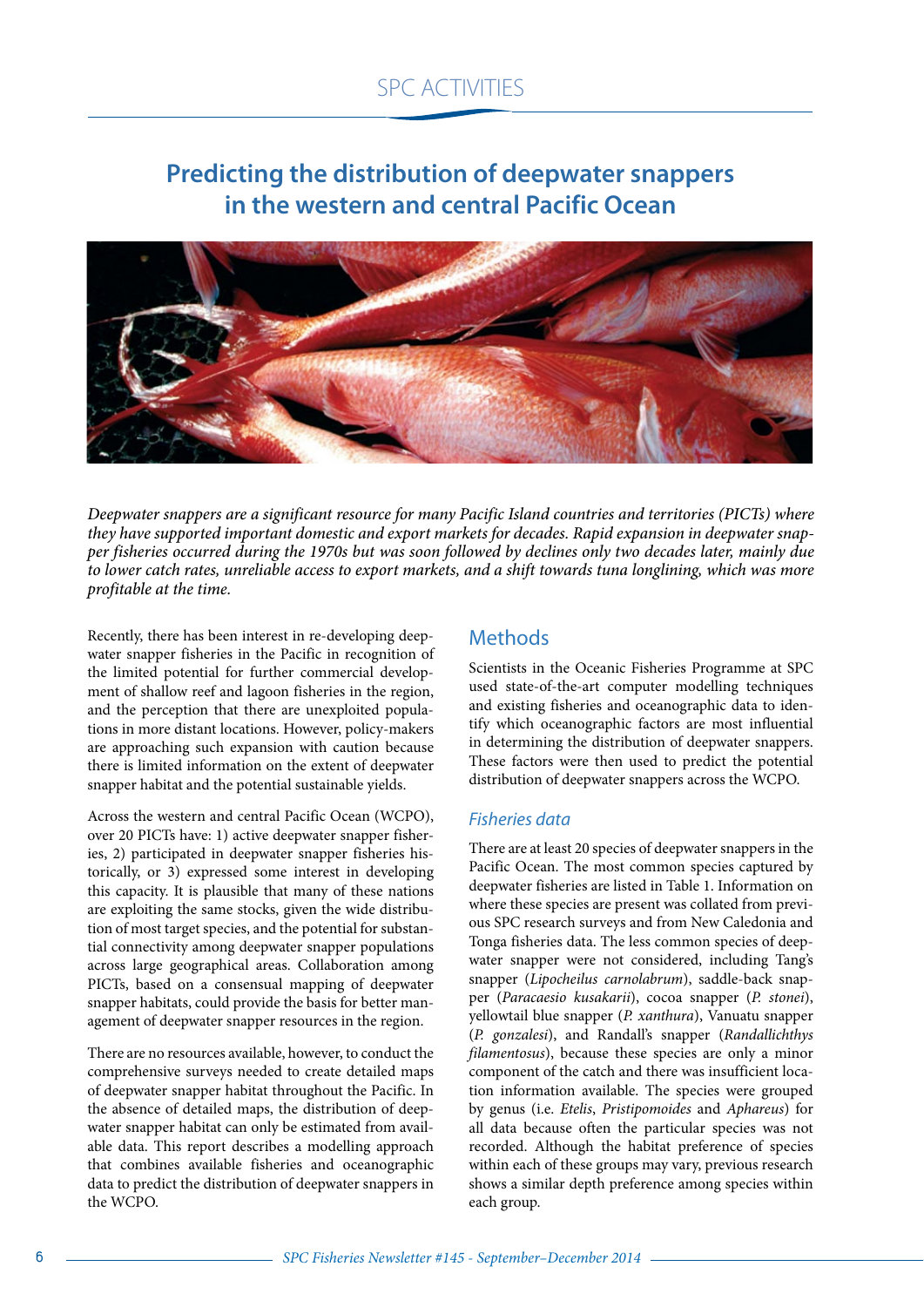# Predicting the distribution of deepwater snappers in the western and central Pacific Ocean

*Deepwater snappers are a significant resource for many Pacific Island countries and territories (PICTs) where they have supported important domestic and export markets for decades. Rapid expansion in deepwater snapper fisheries occurred during the 1970s but was soon followed by declines only two decades later, mainly due to lower catch rates, unreliable access to export markets, and a shift towards tuna longlining, which was more profitable at the time.*

Recently, there has been interest in re-developing deepwater snapper fisheries in the Pacific in recognition of the limited potential for further commercial development of shallow reef and lagoon fisheries in the region, and the perception that there are unexploited populations in more distant locations. However, policy-makers are approaching such expansion with caution because there is limited information on the extent of deepwater snapper habitat and the potential sustainable yields.

Across the western and central Pacific Ocean (WCPO), over 20 PICTs have: 1) active deepwater snapper fisheries, 2) participated in deepwater snapper fisheries historically, or 3) expressed some interest in developing this capacity. It is plausible that many of these nations are exploiting the same stocks, given the wide distribution of most target species, and the potential for substantial connectivity among deepwater snapper populations across large geographical areas. Collaboration among PICTs, based on a consensual mapping of deepwater snapper habitats, could provide the basis for better management of deepwater snapper resources in the region.

There are no resources available, however, to conduct the comprehensive surveys needed to create detailed maps of deepwater snapper habitat throughout the Pacific. In the absence of detailed maps, the distribution of deepwater snapper habitat can only be estimated from available data. This report describes a modelling approach that combines available fisheries and oceanographic data to predict the distribution of deepwater snappers in the WCPO.

## Methods

Scientists in the Oceanic Fisheries Programme at SPC used state-of-the-art computer modelling techniques and existing fisheries and oceanographic data to identify which oceanographic factors are most influential in determining the distribution of deepwater snappers. These factors were then used to predict the potential distribution of deepwater snappers across the WCPO.

### *Fisheries data*

There are at least 20 species of deepwater snappers in the Pacific Ocean. The most common species captured by deepwater fisheries are listed in Table 1. Information on where these species are present was collated from previous SPC research surveys and from New Caledonia and Tonga fisheries data. The less common species of deepwater snapper were not considered, including Tang's snapper (*Lipocheilus carnolabrum*), saddle-back snapper (*Paracaesio kusakarii*), cocoa snapper (*P. stonei*), yellowtail blue snapper (*P. xanthura*), Vanuatu snapper (*P. gonzalesi*), and Randall's snapper (*Randallichthys filamentosus*), because these species are only a minor component of the catch and there was insufficient location information available. The species were grouped by genus (i.e. *Etelis*, *Pristipomoides* and *Aphareus*) for all data because often the particular species was not recorded. Although the habitat preference of species within each of these groups may vary, previous research shows a similar depth preference among species within each group.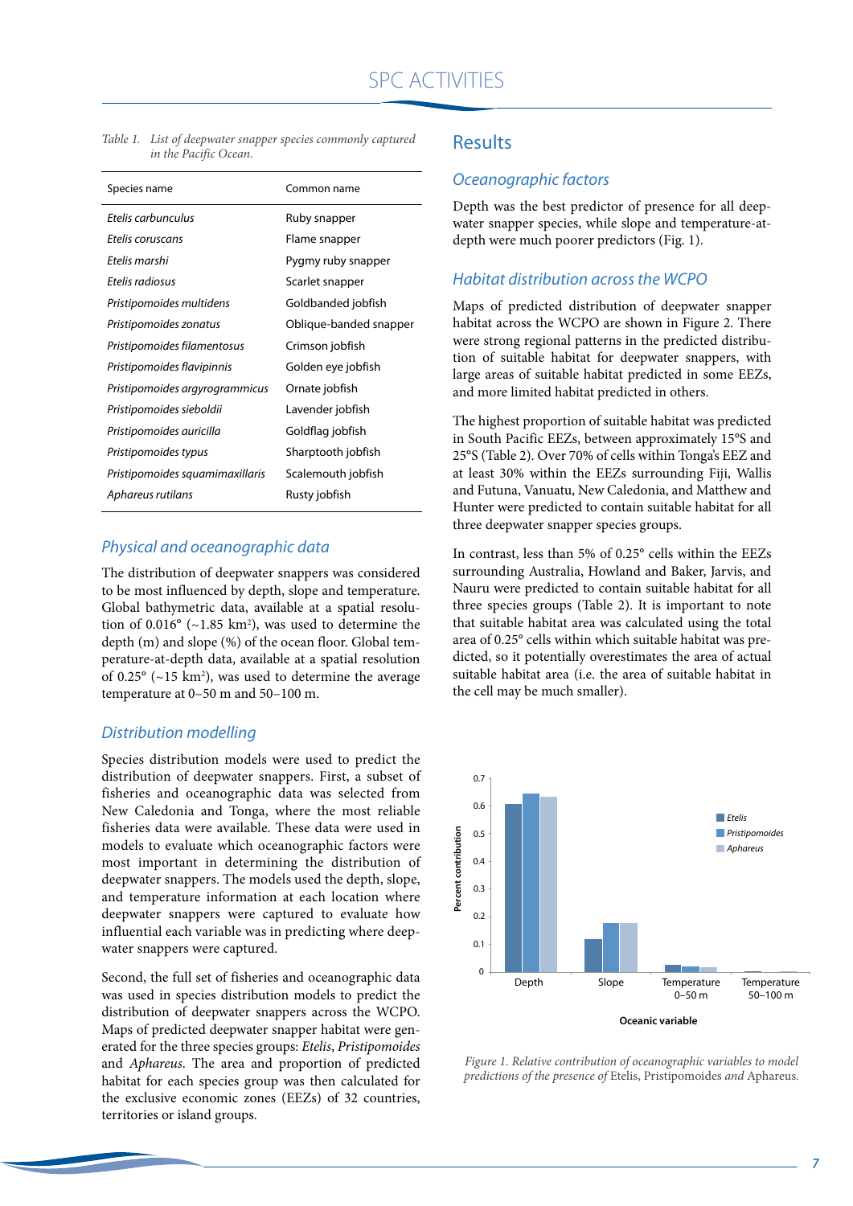*Table 1. List of deepwater snapper species commonly captured in the Pacific Ocean.*

| Species name | Common name |
|---|---|
| *Etelis carbunculus* | Ruby snapper |
| *Etelis coruscans* | Flame snapper |
| *Etelis marshi* | Pygmy ruby snapper |
| *Etelis radiosus* | Scarlet snapper |
| *Pristipomoides multidens* | Goldbanded jobfish |
| *Pristipomoides zonatus* | Oblique-banded snapper |
| *Pristipomoides filamentosus* | Crimson jobfish |
| *Pristipomoides flavipinnis* | Golden eye jobfish |
| *Pristipomoides argyrogrammicus* | Ornate jobfish |
| *Pristipomoides sieboldii* | Lavender jobfish |
| *Pristipomoides auricilla* | Goldflag jobfish |
| *Pristipomoides typus* | Sharptooth jobfish |
| *Pristipomoides squamimaxillaris* | Scalemouth jobfish |
| *Aphareus rutilans* | Rusty jobfish |

### *Physical and oceanographic data*

The distribution of deepwater snappers was considered to be most influenced by depth, slope and temperature. Global bathymetric data, available at a spatial resolution of 0.016° (~1.85 km$^2$), was used to determine the depth (m) and slope (%) of the ocean floor. Global temperature-at-depth data, available at a spatial resolution of 0.25° (~15 km$^2$), was used to determine the average temperature at 0–50 m and 50–100 m.

### *Distribution modelling*

Species distribution models were used to predict the distribution of deepwater snappers. First, a subset of fisheries and oceanographic data was selected from New Caledonia and Tonga, where the most reliable fisheries data were available. These data were used in models to evaluate which oceanographic factors were most important in determining the distribution of deepwater snappers. The models used the depth, slope, and temperature information at each location where deepwater snappers were captured to evaluate how influential each variable was in predicting where deepwater snappers were captured.

Second, the full set of fisheries and oceanographic data was used in species distribution models to predict the distribution of deepwater snappers across the WCPO. Maps of predicted deepwater snapper habitat were generated for the three species groups: *Etelis*, *Pristipomoides* and *Aphareus*. The area and proportion of predicted habitat for each species group was then calculated for the exclusive economic zones (EEZs) of 32 countries, territories or island groups.

## Results

### *Oceanographic factors*

Depth was the best predictor of presence for all deepwater snapper species, while slope and temperature-at-depth were much poorer predictors (Fig. 1).

### *Habitat distribution across the WCPO*

Maps of predicted distribution of deepwater snapper habitat across the WCPO are shown in Figure 2. There were strong regional patterns in the predicted distribution of suitable habitat for deepwater snappers, with large areas of suitable habitat predicted in some EEZs, and more limited habitat predicted in others.

The highest proportion of suitable habitat was predicted in South Pacific EEZs, between approximately 15°S and 25°S (Table 2). Over 70% of cells within Tonga's EEZ and at least 30% within the EEZs surrounding Fiji, Wallis and Futuna, Vanuatu, New Caledonia, and Matthew and Hunter were predicted to contain suitable habitat for all three deepwater snapper species groups.

In contrast, less than 5% of 0.25° cells within the EEZs surrounding Australia, Howland and Baker, Jarvis, and Nauru were predicted to contain suitable habitat for all three species groups (Table 2). It is important to note that suitable habitat area was calculated using the total area of 0.25° cells within which suitable habitat was predicted, so it potentially overestimates the area of actual suitable habitat area (i.e. the area of suitable habitat in the cell may be much smaller).

*Figure 1. Relative contribution of oceanographic variables to model predictions of the presence of* Etelis, Pristipomoides *and* Aphareus.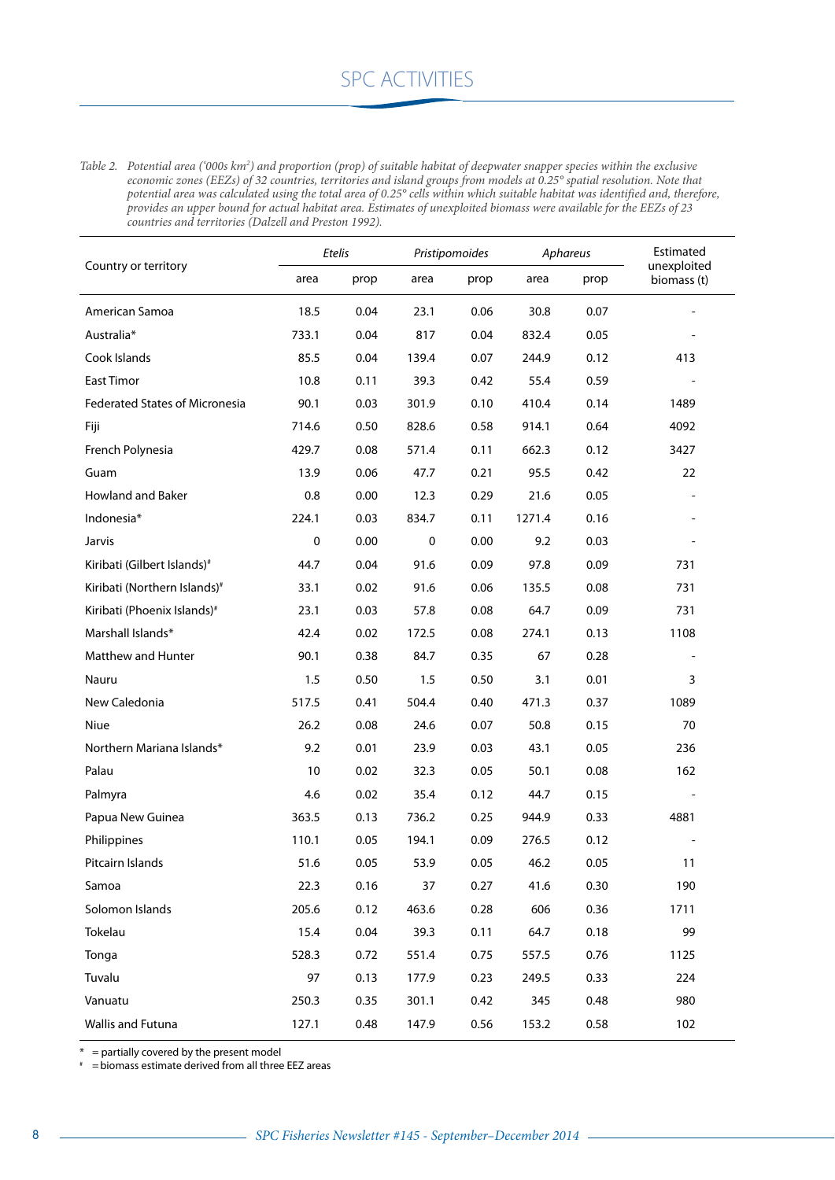*Table 2. Potential area ('000s km²) and proportion (prop) of suitable habitat of deepwater snapper species within the exclusive economic zones (EEZs) of 32 countries, territories and island groups from models at 0.25° spatial resolution. Note that potential area was calculated using the total area of 0.25° cells within which suitable habitat was identified and, therefore, provides an upper bound for actual habitat area. Estimates of unexploited biomass were available for the EEZs of 23 countries and territories (Dalzell and Preston 1992).*

| Country or territory | *Etelis* | | *Pristipomoides* | | *Aphareus* | | Estimated unexploited biomass (t) |
|---|---|---|---|---|---|---|---|
| | area | prop | area | prop | area | prop | |
| American Samoa | 18.5 | 0.04 | 23.1 | 0.06 | 30.8 | 0.07 | - |
| Australia* | 733.1 | 0.04 | 817 | 0.04 | 832.4 | 0.05 | - |
| Cook Islands | 85.5 | 0.04 | 139.4 | 0.07 | 244.9 | 0.12 | 413 |
| East Timor | 10.8 | 0.11 | 39.3 | 0.42 | 55.4 | 0.59 | - |
| Federated States of Micronesia | 90.1 | 0.03 | 301.9 | 0.10 | 410.4 | 0.14 | 1489 |
| Fiji | 714.6 | 0.50 | 828.6 | 0.58 | 914.1 | 0.64 | 4092 |
| French Polynesia | 429.7 | 0.08 | 571.4 | 0.11 | 662.3 | 0.12 | 3427 |
| Guam | 13.9 | 0.06 | 47.7 | 0.21 | 95.5 | 0.42 | 22 |
| Howland and Baker | 0.8 | 0.00 | 12.3 | 0.29 | 21.6 | 0.05 | - |
| Indonesia* | 224.1 | 0.03 | 834.7 | 0.11 | 1271.4 | 0.16 | - |
| Jarvis | 0 | 0.00 | 0 | 0.00 | 9.2 | 0.03 | - |
| Kiribati (Gilbert Islands)# | 44.7 | 0.04 | 91.6 | 0.09 | 97.8 | 0.09 | 731 |
| Kiribati (Northern Islands)# | 33.1 | 0.02 | 91.6 | 0.06 | 135.5 | 0.08 | 731 |
| Kiribati (Phoenix Islands)# | 23.1 | 0.03 | 57.8 | 0.08 | 64.7 | 0.09 | 731 |
| Marshall Islands* | 42.4 | 0.02 | 172.5 | 0.08 | 274.1 | 0.13 | 1108 |
| Matthew and Hunter | 90.1 | 0.38 | 84.7 | 0.35 | 67 | 0.28 | - |
| Nauru | 1.5 | 0.50 | 1.5 | 0.50 | 3.1 | 0.01 | 3 |
| New Caledonia | 517.5 | 0.41 | 504.4 | 0.40 | 471.3 | 0.37 | 1089 |
| Niue | 26.2 | 0.08 | 24.6 | 0.07 | 50.8 | 0.15 | 70 |
| Northern Mariana Islands* | 9.2 | 0.01 | 23.9 | 0.03 | 43.1 | 0.05 | 236 |
| Palau | 10 | 0.02 | 32.3 | 0.05 | 50.1 | 0.08 | 162 |
| Palmyra | 4.6 | 0.02 | 35.4 | 0.12 | 44.7 | 0.15 | - |
| Papua New Guinea | 363.5 | 0.13 | 736.2 | 0.25 | 944.9 | 0.33 | 4881 |
| Philippines | 110.1 | 0.05 | 194.1 | 0.09 | 276.5 | 0.12 | - |
| Pitcairn Islands | 51.6 | 0.05 | 53.9 | 0.05 | 46.2 | 0.05 | 11 |
| Samoa | 22.3 | 0.16 | 37 | 0.27 | 41.6 | 0.30 | 190 |
| Solomon Islands | 205.6 | 0.12 | 463.6 | 0.28 | 606 | 0.36 | 1711 |
| Tokelau | 15.4 | 0.04 | 39.3 | 0.11 | 64.7 | 0.18 | 99 |
| Tonga | 528.3 | 0.72 | 551.4 | 0.75 | 557.5 | 0.76 | 1125 |
| Tuvalu | 97 | 0.13 | 177.9 | 0.23 | 249.5 | 0.33 | 224 |
| Vanuatu | 250.3 | 0.35 | 301.1 | 0.42 | 345 | 0.48 | 980 |
| Wallis and Futuna | 127.1 | 0.48 | 147.9 | 0.56 | 153.2 | 0.58 | 102 |

\* = partially covered by the present model
\# = biomass estimate derived from all three EEZ areas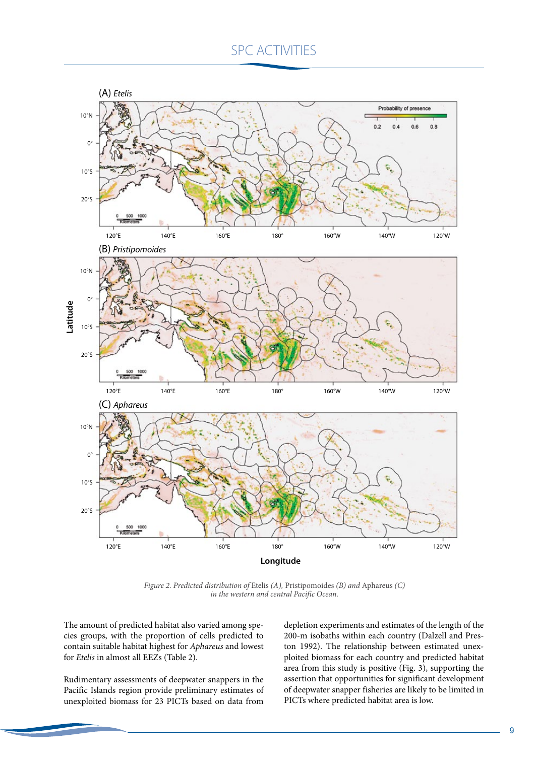*Figure 2. Predicted distribution of* Etelis *(A),* Pristipomoides *(B) and* Aphareus *(C) in the western and central Pacific Ocean.*

The amount of predicted habitat also varied among species groups, with the proportion of cells predicted to contain suitable habitat highest for *Aphareus* and lowest for *Etelis* in almost all EEZs (Table 2).

Rudimentary assessments of deepwater snappers in the Pacific Islands region provide preliminary estimates of unexploited biomass for 23 PICTs based on data from depletion experiments and estimates of the length of the 200-m isobaths within each country (Dalzell and Preston 1992). The relationship between estimated unexploited biomass for each country and predicted habitat area from this study is positive (Fig. 3), supporting the assertion that opportunities for significant development of deepwater snapper fisheries are likely to be limited in PICTs where predicted habitat area is low.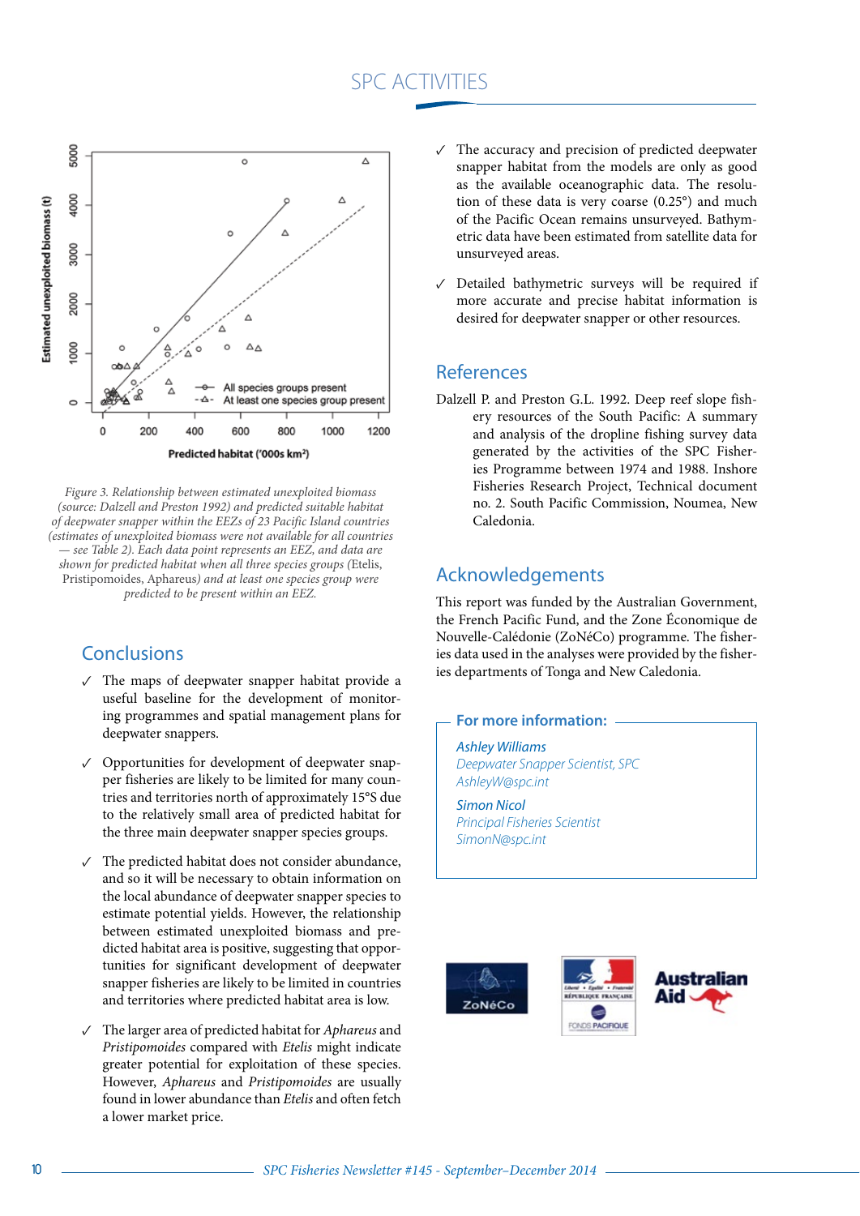Estimated unexploited biomass (t)

5000
4000
3000
2000
1000
0

0
200
400
600
800
1000
1200

Predicted habitat ('000s km²)

All species groups present
At least one species group present

*Figure 3. Relationship between estimated unexploited biomass (source: Dalzell and Preston 1992) and predicted suitable habitat of deepwater snapper within the EEZs of 23 Pacific Island countries (estimates of unexploited biomass were not available for all countries — see Table 2). Each data point represents an EEZ, and data are shown for predicted habitat when all three species groups (*Etelis, Pristipomoides, Aphareus*) and at least one species group were predicted to be present within an EEZ.*

## Conclusions

- ✓ The maps of deepwater snapper habitat provide a useful baseline for the development of monitoring programmes and spatial management plans for deepwater snappers.
- ✓ Opportunities for development of deepwater snapper fisheries are likely to be limited for many countries and territories north of approximately 15°S due to the relatively small area of predicted habitat for the three main deepwater snapper species groups.
- ✓ The predicted habitat does not consider abundance, and so it will be necessary to obtain information on the local abundance of deepwater snapper species to estimate potential yields. However, the relationship between estimated unexploited biomass and predicted habitat area is positive, suggesting that opportunities for significant development of deepwater snapper fisheries are likely to be limited in countries and territories where predicted habitat area is low.
- ✓ The larger area of predicted habitat for *Aphareus* and *Pristipomoides* compared with *Etelis* might indicate greater potential for exploitation of these species. However, *Aphareus* and *Pristipomoides* are usually found in lower abundance than *Etelis* and often fetch a lower market price.
- ✓ The accuracy and precision of predicted deepwater snapper habitat from the models are only as good as the available oceanographic data. The resolution of these data is very coarse (0.25°) and much of the Pacific Ocean remains unsurveyed. Bathymetric data have been estimated from satellite data for unsurveyed areas.
- ✓ Detailed bathymetric surveys will be required if more accurate and precise habitat information is desired for deepwater snapper or other resources.

## References

Dalzell P. and Preston G.L. 1992. Deep reef slope fishery resources of the South Pacific: A summary and analysis of the dropline fishing survey data generated by the activities of the SPC Fisheries Programme between 1974 and 1988. Inshore Fisheries Research Project, Technical document no. 2. South Pacific Commission, Noumea, New Caledonia.

## Acknowledgements

This report was funded by the Australian Government, the French Pacific Fund, and the Zone Économique de Nouvelle-Calédonie (ZoNéCo) programme. The fisheries data used in the analyses were provided by the fisheries departments of Tonga and New Caledonia.

**For more information:**

*Ashley Williams*
*Deepwater Snapper Scientist, SPC*
*AshleyW@spc.int*

*Simon Nicol*
*Principal Fisheries Scientist*
*SimonN@spc.int*